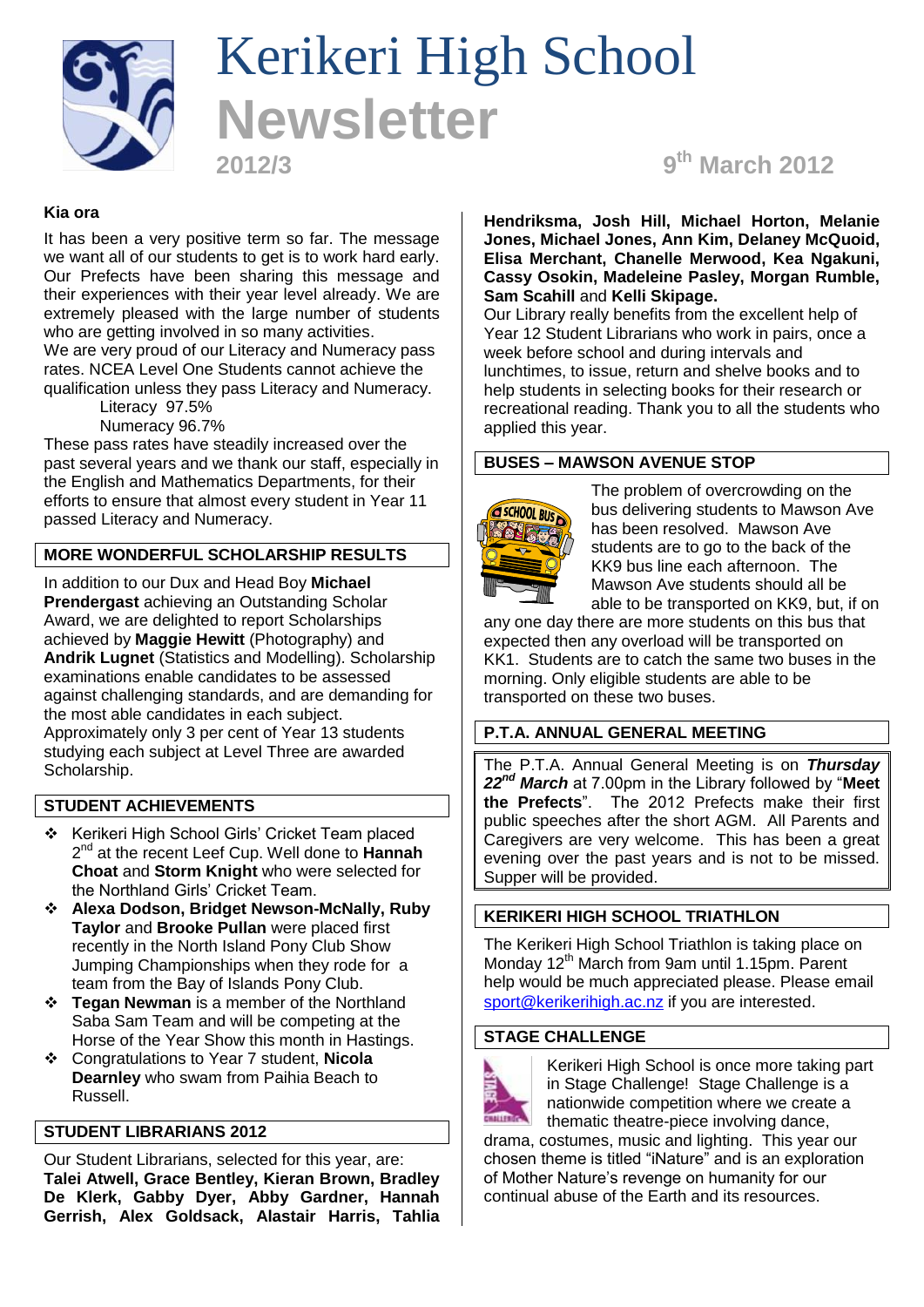# Kerikeri High School Newsletter

2012/3

9th March 2012

**Kia ora**

It has been a very positive term so far. The message we want all of our students to get is to work hard early. Our Prefects have been sharing this message and their experiences with their year level already. We are extremely pleased with the large number of students who are getting involved in so many activities.
We are very proud of our Literacy and Numeracy pass rates. NCEA Level One Students cannot achieve the qualification unless they pass Literacy and Numeracy.

Literacy 97.5%
Numeracy 96.7%

These pass rates have steadily increased over the past several years and we thank our staff, especially in the English and Mathematics Departments, for their efforts to ensure that almost every student in Year 11 passed Literacy and Numeracy.

## MORE WONDERFUL SCHOLARSHIP RESULTS

In addition to our Dux and Head Boy **Michael Prendergast** achieving an Outstanding Scholar Award, we are delighted to report Scholarships achieved by **Maggie Hewitt** (Photography) and **Andrik Lugnet** (Statistics and Modelling). Scholarship examinations enable candidates to be assessed against challenging standards, and are demanding for the most able candidates in each subject. Approximately only 3 per cent of Year 13 students studying each subject at Level Three are awarded Scholarship.

## STUDENT ACHIEVEMENTS

- Kerikeri High School Girls' Cricket Team placed 2nd at the recent Leef Cup. Well done to **Hannah Choat** and **Storm Knight** who were selected for the Northland Girls' Cricket Team.
- **Alexa Dodson, Bridget Newson-McNally, Ruby Taylor** and **Brooke Pullan** were placed first recently in the North Island Pony Club Show Jumping Championships when they rode for a team from the Bay of Islands Pony Club.
- **Tegan Newman** is a member of the Northland Saba Sam Team and will be competing at the Horse of the Year Show this month in Hastings.
- Congratulations to Year 7 student, **Nicola Dearnley** who swam from Paihia Beach to Russell.

## STUDENT LIBRARIANS 2012

Our Student Librarians, selected for this year, are: **Talei Atwell, Grace Bentley, Kieran Brown, Bradley De Klerk, Gabby Dyer, Abby Gardner, Hannah Gerrish, Alex Goldsack, Alastair Harris, Tahlia Hendriksma, Josh Hill, Michael Horton, Melanie Jones, Michael Jones, Ann Kim, Delaney McQuoid, Elisa Merchant, Chanelle Merwood, Kea Ngakuni, Cassy Osokin, Madeleine Pasley, Morgan Rumble, Sam Scahill** and **Kelli Skipage.**

Our Library really benefits from the excellent help of Year 12 Student Librarians who work in pairs, once a week before school and during intervals and lunchtimes, to issue, return and shelve books and to help students in selecting books for their research or recreational reading. Thank you to all the students who applied this year.

## BUSES – MAWSON AVENUE STOP

The problem of overcrowding on the bus delivering students to Mawson Ave has been resolved. Mawson Ave students are to go to the back of the KK9 bus line each afternoon. The Mawson Ave students should all be able to be transported on KK9, but, if on any one day there are more students on this bus that expected then any overload will be transported on KK1. Students are to catch the same two buses in the morning. Only eligible students are able to be transported on these two buses.

## P.T.A. ANNUAL GENERAL MEETING

The P.T.A. Annual General Meeting is on ***Thursday 22nd March*** at 7.00pm in the Library followed by "**Meet the Prefects**". The 2012 Prefects make their first public speeches after the short AGM. All Parents and Caregivers are very welcome. This has been a great evening over the past years and is not to be missed. Supper will be provided.

## KERIKERI HIGH SCHOOL TRIATHLON

The Kerikeri High School Triathlon is taking place on Monday 12th March from 9am until 1.15pm. Parent help would be much appreciated please. Please email sport@kerikerihigh.ac.nz if you are interested.

## STAGE CHALLENGE

Kerikeri High School is once more taking part in Stage Challenge! Stage Challenge is a nationwide competition where we create a thematic theatre-piece involving dance, drama, costumes, music and lighting. This year our chosen theme is titled "iNature" and is an exploration of Mother Nature's revenge on humanity for our continual abuse of the Earth and its resources.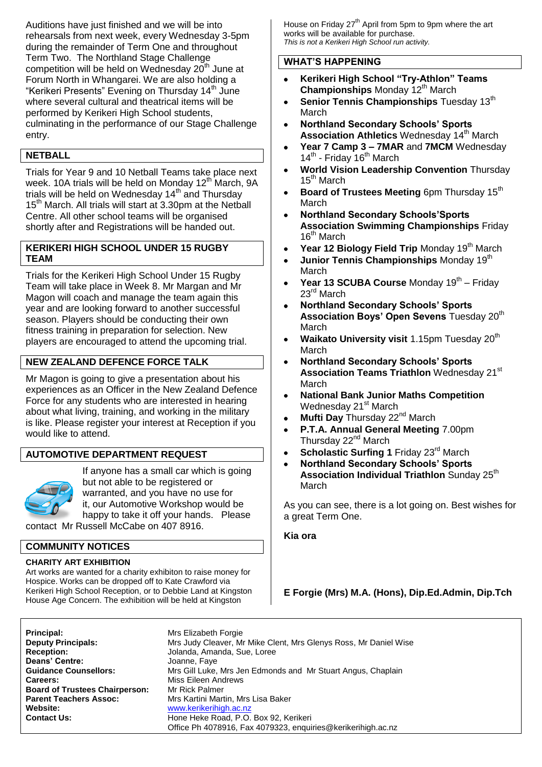Auditions have just finished and we will be into rehearsals from next week, every Wednesday 3-5pm during the remainder of Term One and throughout Term Two. The Northland Stage Challenge competition will be held on Wednesday 20th June at Forum North in Whangarei. We are also holding a "Kerikeri Presents" Evening on Thursday 14th June where several cultural and theatrical items will be performed by Kerikeri High School students, culminating in the performance of our Stage Challenge entry.

## NETBALL

Trials for Year 9 and 10 Netball Teams take place next week. 10A trials will be held on Monday 12th March, 9A trials will be held on Wednesday 14th and Thursday 15th March. All trials will start at 3.30pm at the Netball Centre. All other school teams will be organised shortly after and Registrations will be handed out.

## KERIKERI HIGH SCHOOL UNDER 15 RUGBY TEAM

Trials for the Kerikeri High School Under 15 Rugby Team will take place in Week 8. Mr Margan and Mr Magon will coach and manage the team again this year and are looking forward to another successful season. Players should be conducting their own fitness training in preparation for selection. New players are encouraged to attend the upcoming trial.

## NEW ZEALAND DEFENCE FORCE TALK

Mr Magon is going to give a presentation about his experiences as an Officer in the New Zealand Defence Force for any students who are interested in hearing about what living, training, and working in the military is like. Please register your interest at Reception if you would like to attend.

## AUTOMOTIVE DEPARTMENT REQUEST

If anyone has a small car which is going but not able to be registered or warranted, and you have no use for it, our Automotive Workshop would be happy to take it off your hands. Please contact Mr Russell McCabe on 407 8916.

## COMMUNITY NOTICES

### CHARITY ART EXHIBITION

Art works are wanted for a charity exhibiton to raise money for Hospice. Works can be dropped off to Kate Crawford via Kerikeri High School Reception, or to Debbie Land at Kingston House Age Concern. The exhibition will be held at Kingston House on Friday 27th April from 5pm to 9pm where the art works will be available for purchase.

*This is not a Kerikeri High School run activity.*

## WHAT'S HAPPENING

- **Kerikeri High School "Try-Athlon" Teams Championships** Monday 12th March
- **Senior Tennis Championships** Tuesday 13th March
- **Northland Secondary Schools' Sports Association Athletics** Wednesday 14th March
- **Year 7 Camp 3 – 7MAR** and **7MCM** Wednesday 14th - Friday 16th March
- **World Vision Leadership Convention** Thursday 15th March
- **Board of Trustees Meeting** 6pm Thursday 15th March
- **Northland Secondary Schools'Sports Association Swimming Championships** Friday 16th March
- **Year 12 Biology Field Trip** Monday 19th March
- **Junior Tennis Championships** Monday 19th March
- **Year 13 SCUBA Course** Monday 19th – Friday 23rd March
- **Northland Secondary Schools' Sports Association Boys' Open Sevens** Tuesday 20th March
- **Waikato University visit** 1.15pm Tuesday 20th March
- **Northland Secondary Schools' Sports Association Teams Triathlon** Wednesday 21st March
- **National Bank Junior Maths Competition** Wednesday 21st March
- **Mufti Day** Thursday 22nd March
- **P.T.A. Annual General Meeting** 7.00pm Thursday 22nd March
- **Scholastic Surfing 1** Friday 23rd March
- **Northland Secondary Schools' Sports Association Individual Triathlon** Sunday 25th March

As you can see, there is a lot going on. Best wishes for a great Term One.

**Kia ora**

**E Forgie (Mrs) M.A. (Hons), Dip.Ed.Admin, Dip.Tch**

| | |
|---|---|
| **Principal:** | Mrs Elizabeth Forgie |
| **Deputy Principals:** | Mrs Judy Cleaver, Mr Mike Clent, Mrs Glenys Ross, Mr Daniel Wise |
| **Reception:** | Jolanda, Amanda, Sue, Loree |
| **Deans' Centre:** | Joanne, Faye |
| **Guidance Counsellors:** | Mrs Gill Luke, Mrs Jen Edmonds and Mr Stuart Angus, Chaplain |
| **Careers:** | Miss Eileen Andrews |
| **Board of Trustees Chairperson:** | Mr Rick Palmer |
| **Parent Teachers Assoc:** | Mrs Kartini Martin, Mrs Lisa Baker |
| **Website:** | www.kerikerihigh.ac.nz |
| **Contact Us:** | Hone Heke Road, P.O. Box 92, Kerikeri<br>Office Ph 4078916, Fax 4079323, enquiries@kerikerihigh.ac.nz |